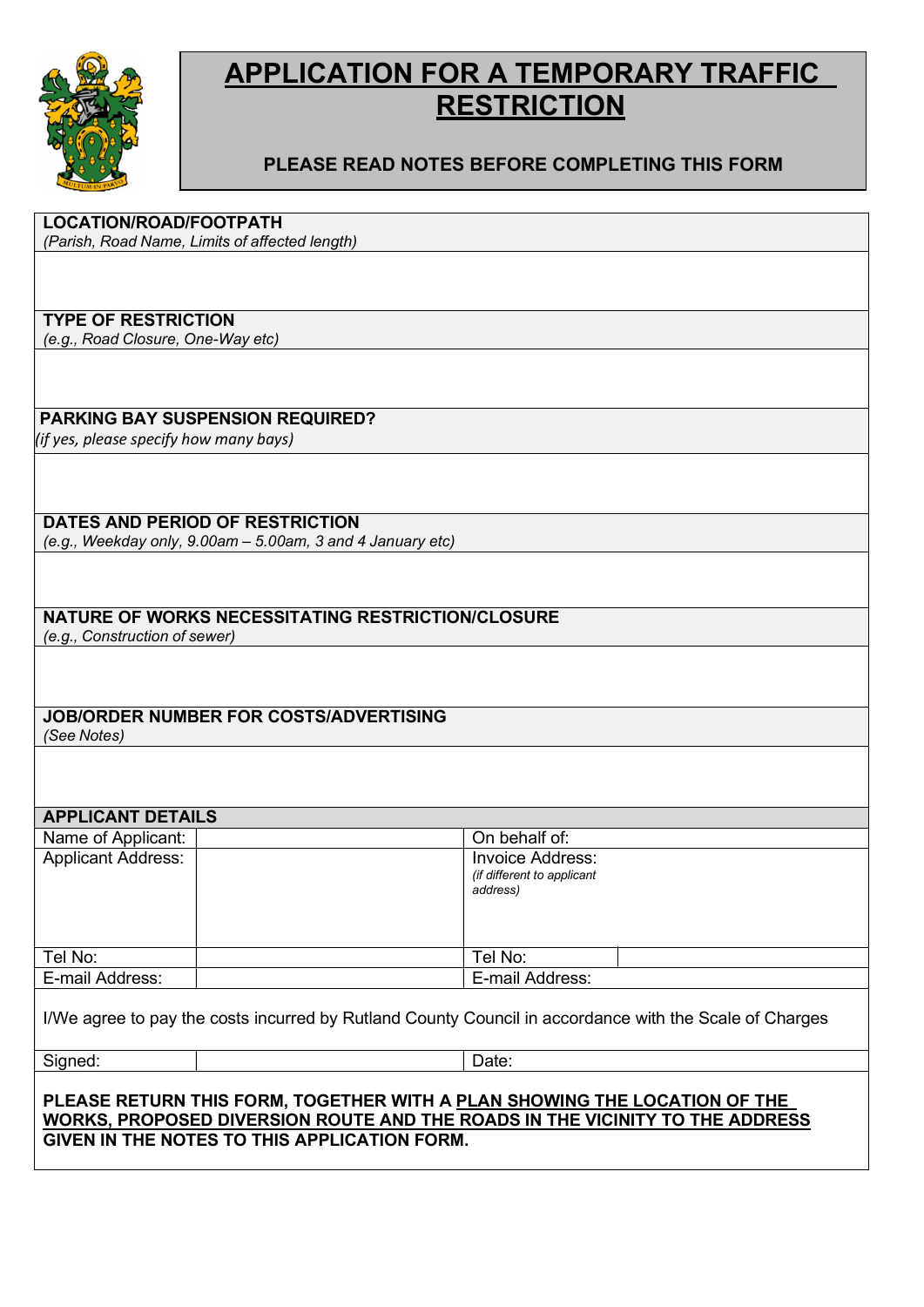# APPLICATION FOR A TEMPORARY TRAFFIC RESTRICTION

**PLEASE READ NOTES BEFORE COMPLETING THIS FORM**

**LOCATION/ROAD/FOOTPATH**
*(Parish, Road Name, Limits of affected length)*

**TYPE OF RESTRICTION**
*(e.g., Road Closure, One-Way etc)*

**PARKING BAY SUSPENSION REQUIRED?**
*(if yes, please specify how many bays)*

**DATES AND PERIOD OF RESTRICTION**
*(e.g., Weekday only, 9.00am – 5.00am, 3 and 4 January etc)*

**NATURE OF WORKS NECESSITATING RESTRICTION/CLOSURE**
*(e.g., Construction of sewer)*

**JOB/ORDER NUMBER FOR COSTS/ADVERTISING**
*(See Notes)*

**APPLICANT DETAILS**

| | | | |
|---|---|---|---|
| Name of Applicant: | | On behalf of: | |
| Applicant Address: | | Invoice Address: *(if different to applicant address)* | |
| Tel No: | | Tel No: | |
| E-mail Address: | | E-mail Address: | |

I/We agree to pay the costs incurred by Rutland County Council in accordance with the Scale of Charges

| | | | |
|---|---|---|---|
| Signed: | | Date: | |

**PLEASE RETURN THIS FORM, TOGETHER WITH A PLAN SHOWING THE LOCATION OF THE WORKS, PROPOSED DIVERSION ROUTE AND THE ROADS IN THE VICINITY TO THE ADDRESS GIVEN IN THE NOTES TO THIS APPLICATION FORM.**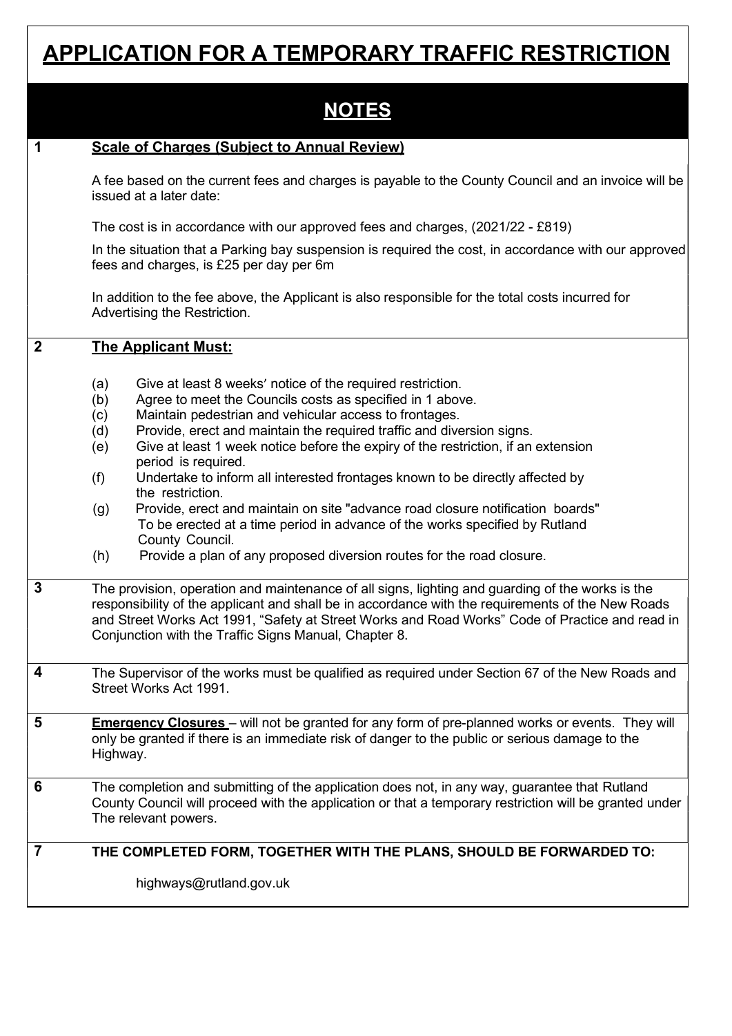# APPLICATION FOR A TEMPORARY TRAFFIC RESTRICTION

## NOTES

**1 Scale of Charges (Subject to Annual Review)**

A fee based on the current fees and charges is payable to the County Council and an invoice will be issued at a later date:

The cost is in accordance with our approved fees and charges, (2021/22 - £819)

In the situation that a Parking bay suspension is required the cost, in accordance with our approved fees and charges, is £25 per day per 6m

In addition to the fee above, the Applicant is also responsible for the total costs incurred for Advertising the Restriction.

**2 The Applicant Must:**

(a) Give at least 8 weeks′ notice of the required restriction.
(b) Agree to meet the Councils costs as specified in 1 above.
(c) Maintain pedestrian and vehicular access to frontages.
(d) Provide, erect and maintain the required traffic and diversion signs.
(e) Give at least 1 week notice before the expiry of the restriction, if an extension period is required.
(f) Undertake to inform all interested frontages known to be directly affected by the restriction.
(g) Provide, erect and maintain on site "advance road closure notification boards" To be erected at a time period in advance of the works specified by Rutland County Council.
(h) Provide a plan of any proposed diversion routes for the road closure.

**3** The provision, operation and maintenance of all signs, lighting and guarding of the works is the responsibility of the applicant and shall be in accordance with the requirements of the New Roads and Street Works Act 1991, "Safety at Street Works and Road Works" Code of Practice and read in Conjunction with the Traffic Signs Manual, Chapter 8.

**4** The Supervisor of the works must be qualified as required under Section 67 of the New Roads and Street Works Act 1991.

**5** **Emergency Closures** – will not be granted for any form of pre-planned works or events. They will only be granted if there is an immediate risk of danger to the public or serious damage to the Highway.

**6** The completion and submitting of the application does not, in any way, guarantee that Rutland County Council will proceed with the application or that a temporary restriction will be granted under The relevant powers.

**7** **THE COMPLETED FORM, TOGETHER WITH THE PLANS, SHOULD BE FORWARDED TO:**

highways@rutland.gov.uk